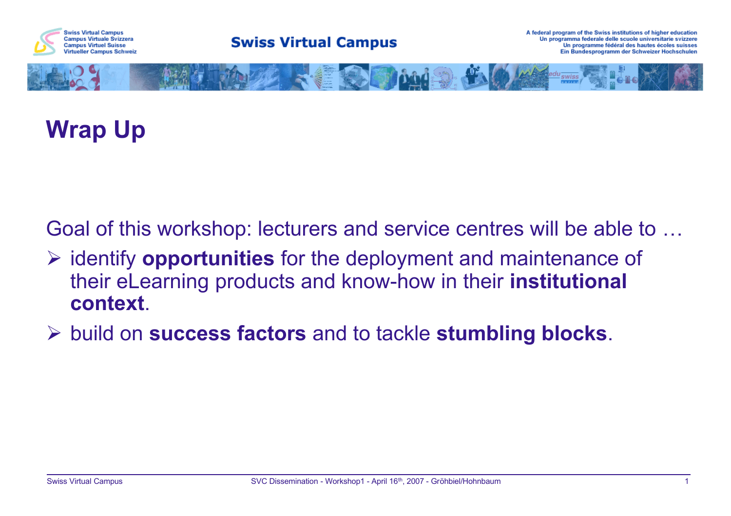# Wrap Up

Goal of this workshop: lecturers and service centres will be able to …

- identify **opportunities** for the deployment and maintenance of their eLearning products and know-how in their **institutional context**.
- build on **success factors** and to tackle **stumbling blocks**.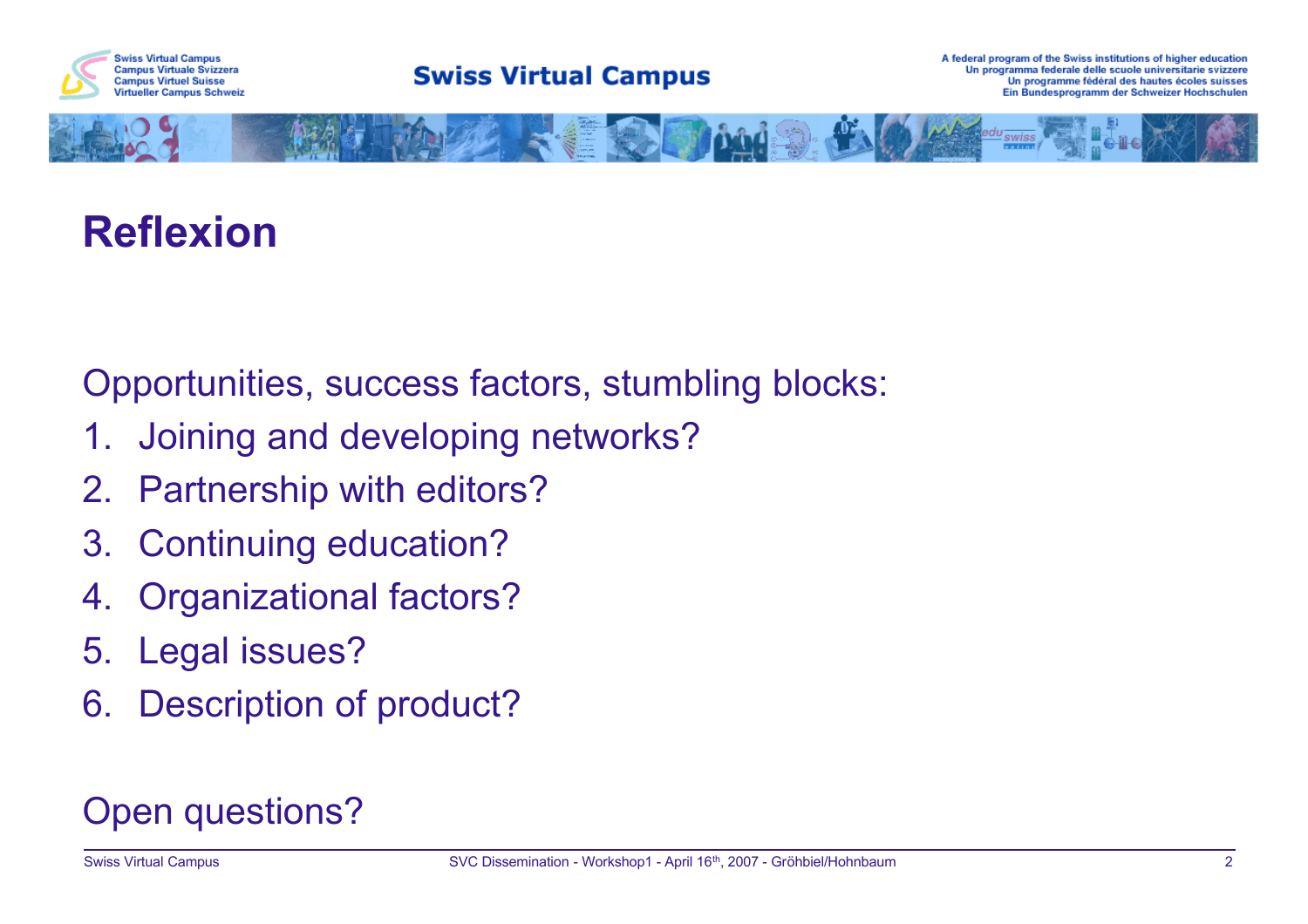# Reflexion

Opportunities, success factors, stumbling blocks:

1. Joining and developing networks?
2. Partnership with editors?
3. Continuing education?
4. Organizational factors?
5. Legal issues?
6. Description of product?

Open questions?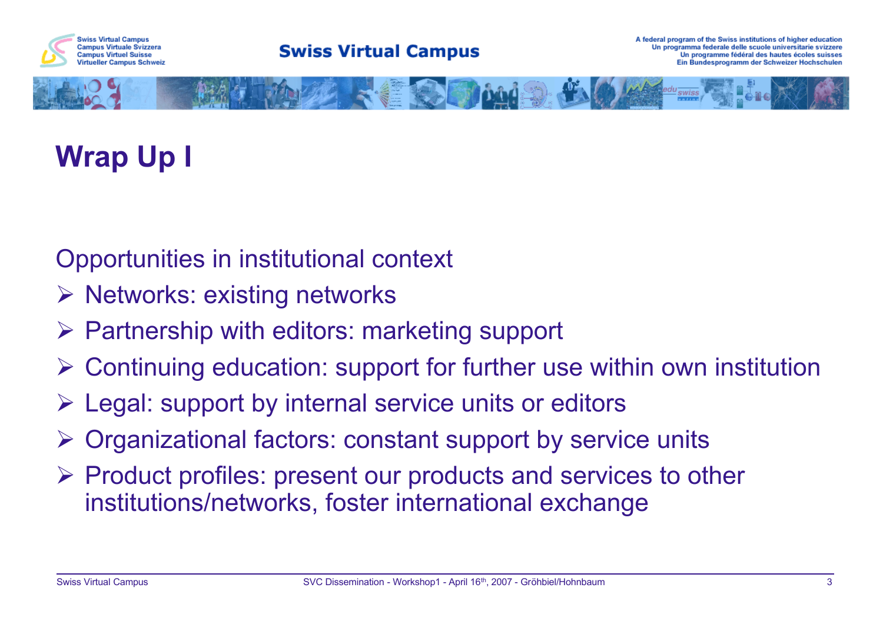# Wrap Up I

Opportunities in institutional context

- Networks: existing networks
- Partnership with editors: marketing support
- Continuing education: support for further use within own institution
- Legal: support by internal service units or editors
- Organizational factors: constant support by service units
- Product profiles: present our products and services to other institutions/networks, foster international exchange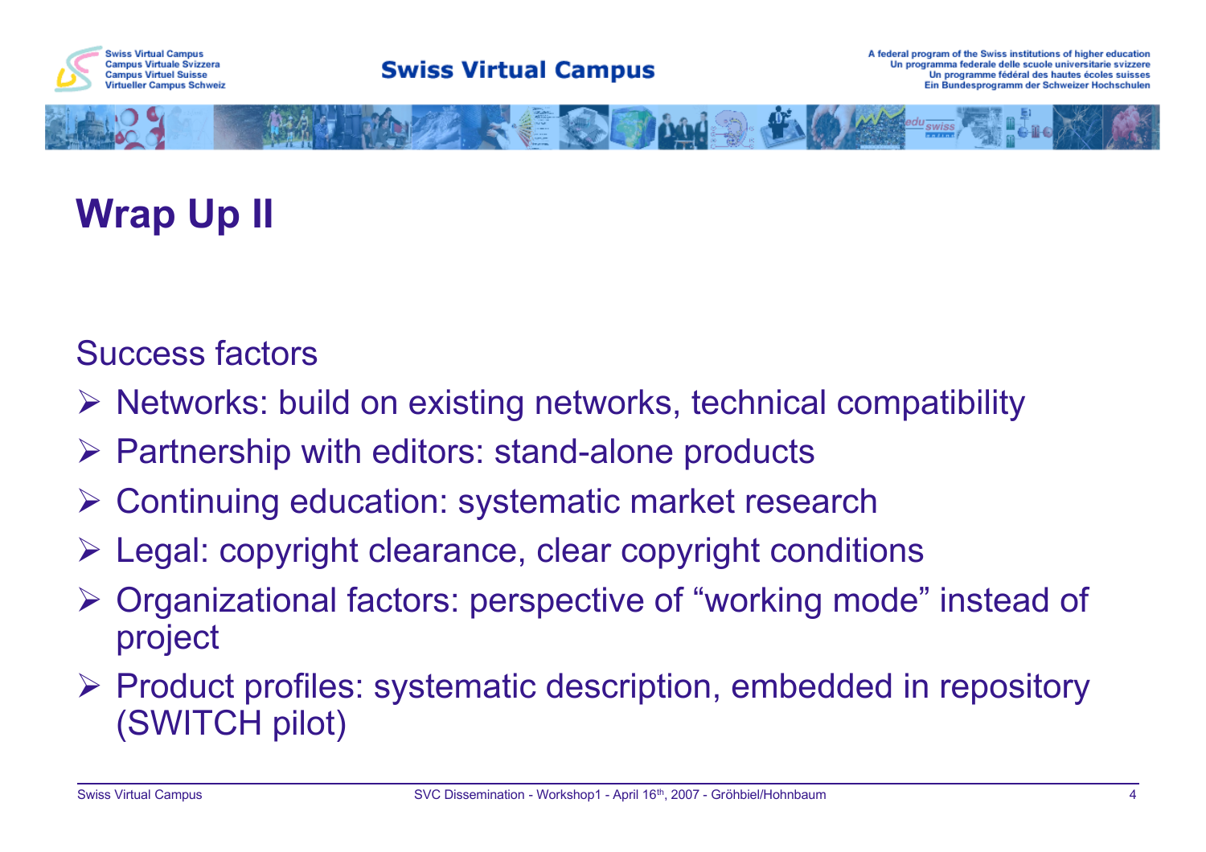# Wrap Up II

Success factors

- Networks: build on existing networks, technical compatibility
- Partnership with editors: stand-alone products
- Continuing education: systematic market research
- Legal: copyright clearance, clear copyright conditions
- Organizational factors: perspective of "working mode" instead of project
- Product profiles: systematic description, embedded in repository (SWITCH pilot)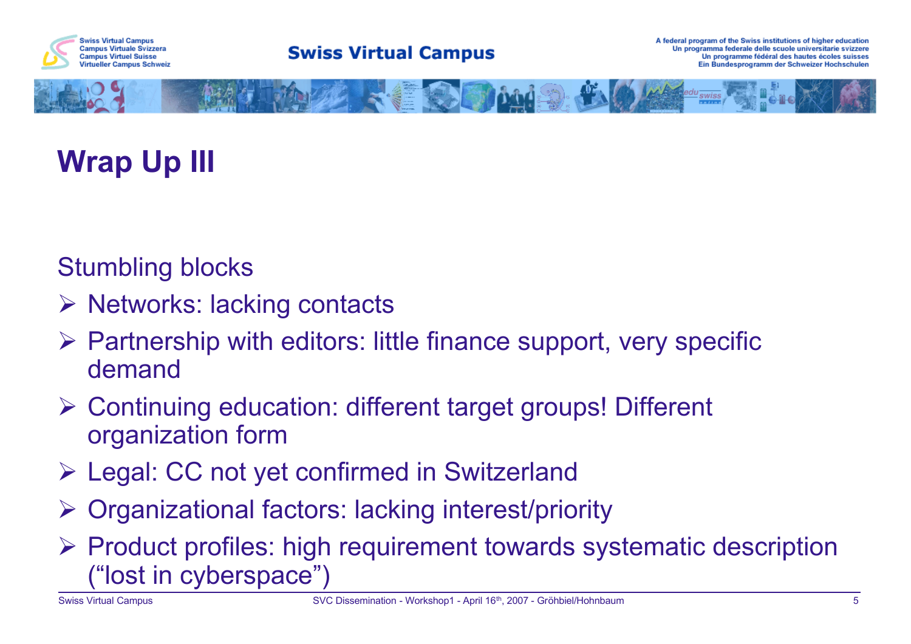# Wrap Up III

Stumbling blocks

- Networks: lacking contacts
- Partnership with editors: little finance support, very specific demand
- Continuing education: different target groups! Different organization form
- Legal: CC not yet confirmed in Switzerland
- Organizational factors: lacking interest/priority
- Product profiles: high requirement towards systematic description ("lost in cyberspace")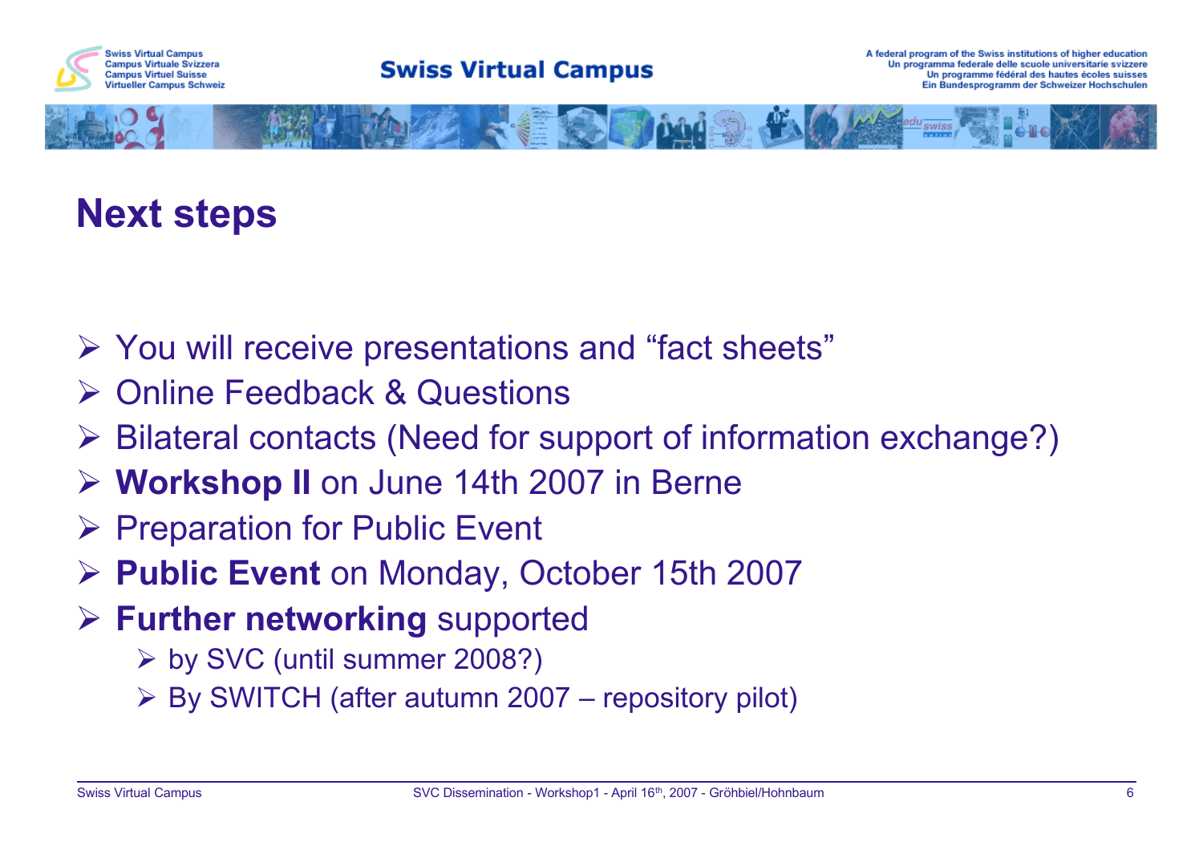# Next steps

- You will receive presentations and “fact sheets”
- Online Feedback & Questions
- Bilateral contacts (Need for support of information exchange?)
- **Workshop II** on June 14th 2007 in Berne
- Preparation for Public Event
- **Public Event** on Monday, October 15th 2007
- **Further networking** supported
  - by SVC (until summer 2008?)
  - By SWITCH (after autumn 2007 – repository pilot)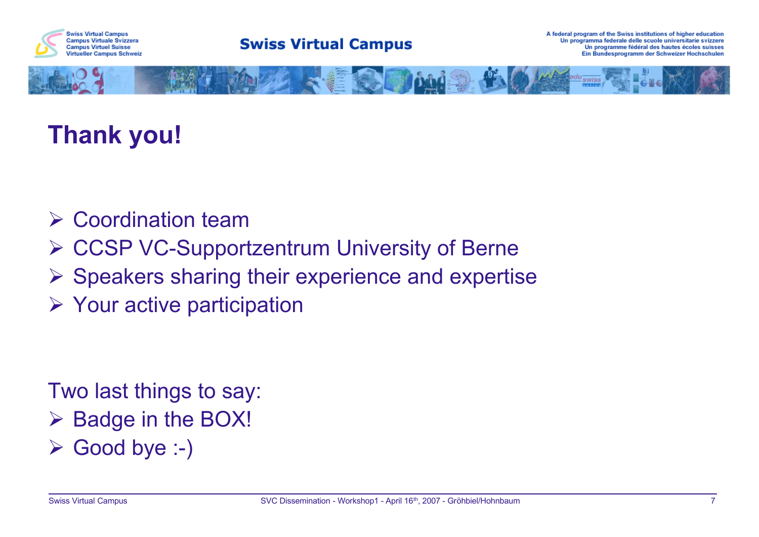# Thank you!

- Coordination team
- CCSP VC-Supportzentrum University of Berne
- Speakers sharing their experience and expertise
- Your active participation

Two last things to say:

- Badge in the BOX!
- Good bye :-)